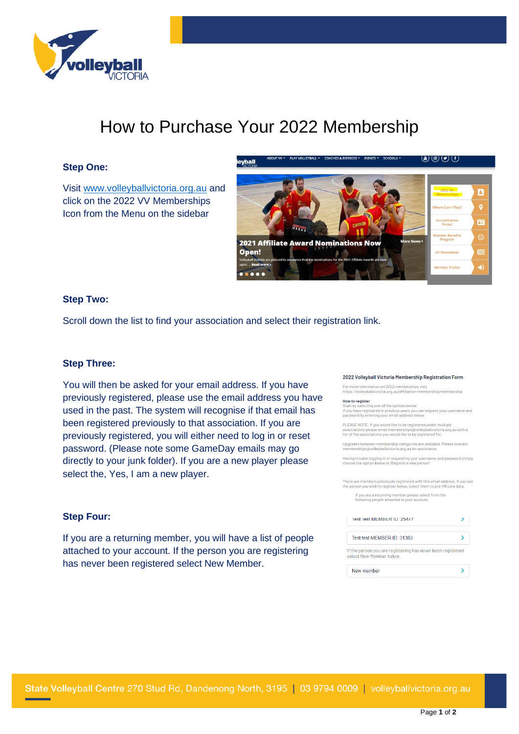# How to Purchase Your 2022 Membership

**Step One:**

Visit www.volleyballvictoria.org.au and click on the 2022 VV Memberships Icon from the Menu on the sidebar

**Step Two:**

Scroll down the list to find your association and select their registration link.

**Step Three:**

You will then be asked for your email address. If you have previously registered, please use the email address you have used in the past. The system will recognise if that email has been registered previously to that association. If you are previously registered, you will either need to log in or reset password. (Please note some GameDay emails may go directly to your junk folder). If you are a new player please select the, Yes, I am a new player.

**Step Four:**

If you are a returning member, you will have a list of people attached to your account. If the person you are registering has never been registered select New Member.

State Volleyball Centre 270 Stud Rd, Dandenong North, 3195 | 03 9794 0009 | volleyballvictoria.org.au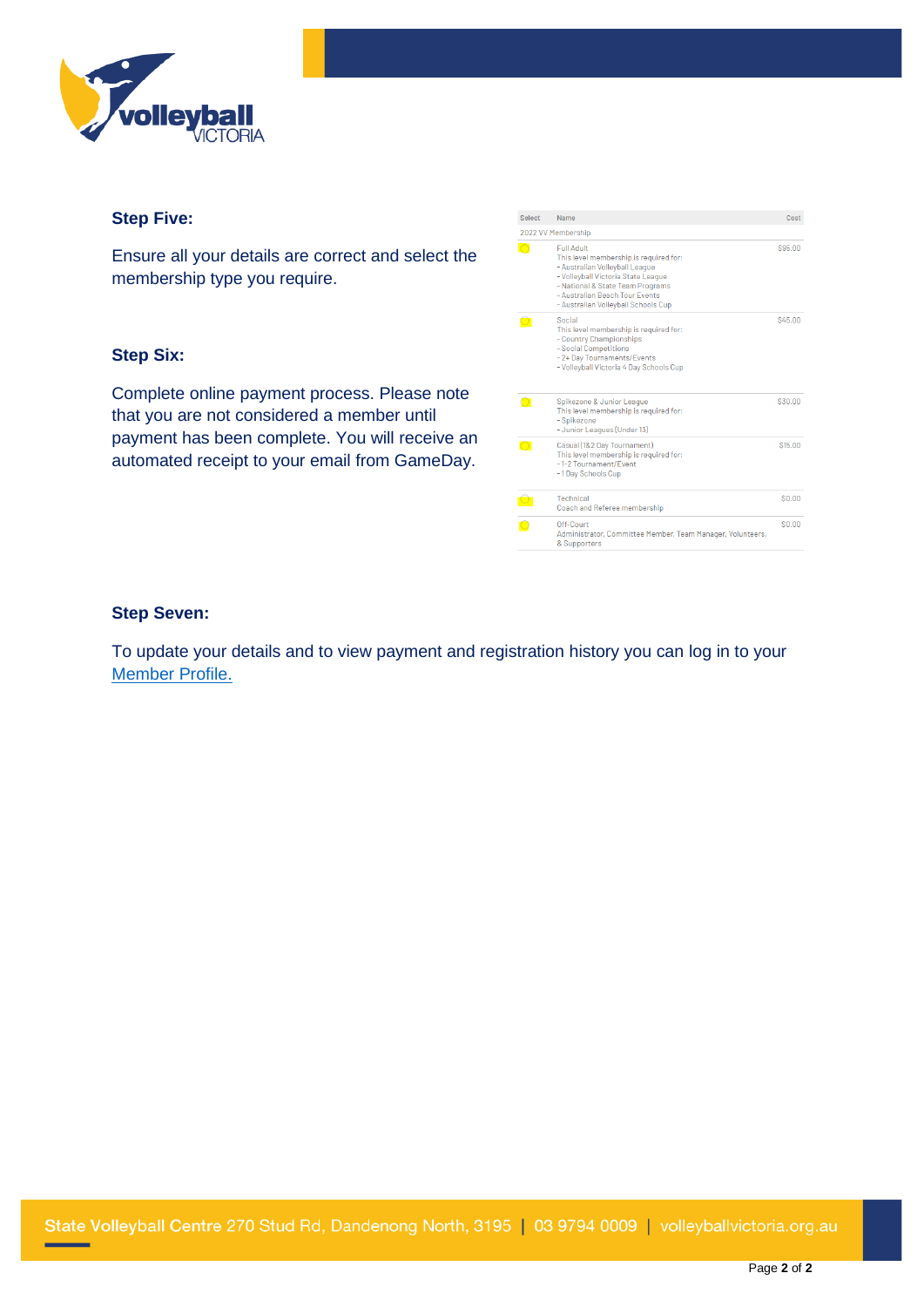### Step Five:

Ensure all your details are correct and select the membership type you require.

| Select | Name | Cost |
|---|---|---|
| | 2022 VV Membership | |
| | Full Adult<br>This level membership is required for:<br>- Australian Volleyball League<br>- Volleyball Victoria State League<br>- National & State Team Programs<br>- Australian Beach Tour Events<br>- Australian Volleyball Schools Cup | $95.00 |
| | Social<br>This level membership is required for:<br>- Country Championships<br>- Social Competitions<br>- 2+ Day Tournaments/Events<br>- Volleyball Victoria 4 Day Schools Cup | $45.00 |
| | Spikezone & Junior League<br>This level membership is required for:<br>- Spikezone<br>- Junior Leagues (Under 13) | $30.00 |
| | Casual (1&2 Day Tournament)<br>This level membership is required for:<br>- 1-2 Tournament/Event<br>- 1 Day Schools Cup | $15.00 |
| | Technical<br>Coach and Referee membership | $0.00 |
| | Off-Court<br>Administrator, Committee Member, Team Manager, Volunteers, & Supporters | $0.00 |

### Step Six:

Complete online payment process. Please note that you are not considered a member until payment has been complete. You will receive an automated receipt to your email from GameDay.

### Step Seven:

To update your details and to view payment and registration history you can log in to your [Member Profile.]()

State Volleyball Centre 270 Stud Rd, Dandenong North, 3195 | 03 9794 0009 | volleyballvictoria.org.au